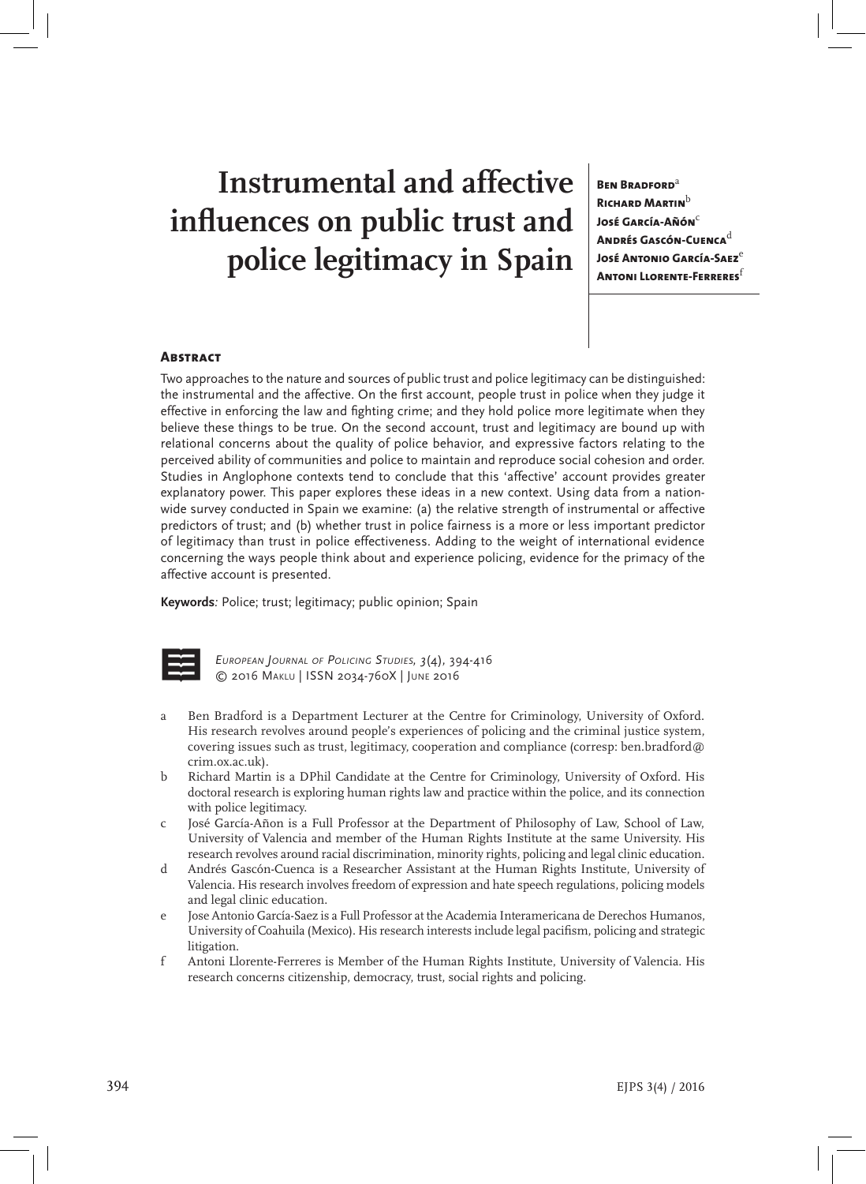# Instrumental and affective influences on public trust and police legitimacy in Spain

**Ben Bradford**[a]
**Richard Martin**[b]
**José García-Añón**[c]
**Andrés Gascón-Cuenca**[d]
**José Antonio García-Saez**[e]
**Antoni Llorente-Ferreres**[f]

## Abstract

Two approaches to the nature and sources of public trust and police legitimacy can be distinguished: the instrumental and the affective. On the first account, people trust in police when they judge it effective in enforcing the law and fighting crime; and they hold police more legitimate when they believe these things to be true. On the second account, trust and legitimacy are bound up with relational concerns about the quality of police behavior, and expressive factors relating to the perceived ability of communities and police to maintain and reproduce social cohesion and order. Studies in Anglophone contexts tend to conclude that this 'affective' account provides greater explanatory power. This paper explores these ideas in a new context. Using data from a nation-wide survey conducted in Spain we examine: (a) the relative strength of instrumental or affective predictors of trust; and (b) whether trust in police fairness is a more or less important predictor of legitimacy than trust in police effectiveness. Adding to the weight of international evidence concerning the ways people think about and experience policing, evidence for the primacy of the affective account is presented.

**Keywords**: Police; trust; legitimacy; public opinion; Spain

*European Journal of Policing Studies*, *3*(4), 394-416
© 2016 Maklu | ISSN 2034-760X | June 2016

a Ben Bradford is a Department Lecturer at the Centre for Criminology, University of Oxford. His research revolves around people's experiences of policing and the criminal justice system, covering issues such as trust, legitimacy, cooperation and compliance (corresp: ben.bradford@crim.ox.ac.uk).

b Richard Martin is a DPhil Candidate at the Centre for Criminology, University of Oxford. His doctoral research is exploring human rights law and practice within the police, and its connection with police legitimacy.

c José García-Añon is a Full Professor at the Department of Philosophy of Law, School of Law, University of Valencia and member of the Human Rights Institute at the same University. His research revolves around racial discrimination, minority rights, policing and legal clinic education.

d Andrés Gascón-Cuenca is a Researcher Assistant at the Human Rights Institute, University of Valencia. His research involves freedom of expression and hate speech regulations, policing models and legal clinic education.

e Jose Antonio García-Saez is a Full Professor at the Academia Interamericana de Derechos Humanos, University of Coahuila (Mexico). His research interests include legal pacifism, policing and strategic litigation.

f Antoni Llorente-Ferreres is Member of the Human Rights Institute, University of Valencia. His research concerns citizenship, democracy, trust, social rights and policing.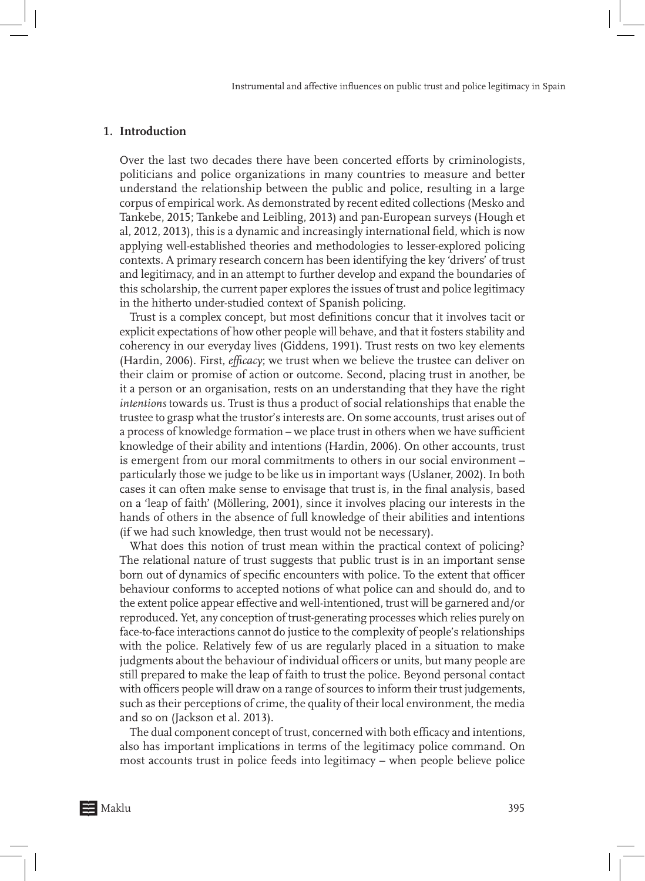## 1. Introduction

Over the last two decades there have been concerted efforts by criminologists, politicians and police organizations in many countries to measure and better understand the relationship between the public and police, resulting in a large corpus of empirical work. As demonstrated by recent edited collections (Mesko and Tankebe, 2015; Tankebe and Leibling, 2013) and pan-European surveys (Hough et al, 2012, 2013), this is a dynamic and increasingly international field, which is now applying well-established theories and methodologies to lesser-explored policing contexts. A primary research concern has been identifying the key 'drivers' of trust and legitimacy, and in an attempt to further develop and expand the boundaries of this scholarship, the current paper explores the issues of trust and police legitimacy in the hitherto under-studied context of Spanish policing.

Trust is a complex concept, but most definitions concur that it involves tacit or explicit expectations of how other people will behave, and that it fosters stability and coherency in our everyday lives (Giddens, 1991). Trust rests on two key elements (Hardin, 2006). First, *efficacy*; we trust when we believe the trustee can deliver on their claim or promise of action or outcome. Second, placing trust in another, be it a person or an organisation, rests on an understanding that they have the right *intentions* towards us. Trust is thus a product of social relationships that enable the trustee to grasp what the trustor's interests are. On some accounts, trust arises out of a process of knowledge formation – we place trust in others when we have sufficient knowledge of their ability and intentions (Hardin, 2006). On other accounts, trust is emergent from our moral commitments to others in our social environment – particularly those we judge to be like us in important ways (Uslaner, 2002). In both cases it can often make sense to envisage that trust is, in the final analysis, based on a 'leap of faith' (Möllering, 2001), since it involves placing our interests in the hands of others in the absence of full knowledge of their abilities and intentions (if we had such knowledge, then trust would not be necessary).

What does this notion of trust mean within the practical context of policing? The relational nature of trust suggests that public trust is in an important sense born out of dynamics of specific encounters with police. To the extent that officer behaviour conforms to accepted notions of what police can and should do, and to the extent police appear effective and well-intentioned, trust will be garnered and/or reproduced. Yet, any conception of trust-generating processes which relies purely on face-to-face interactions cannot do justice to the complexity of people's relationships with the police. Relatively few of us are regularly placed in a situation to make judgments about the behaviour of individual officers or units, but many people are still prepared to make the leap of faith to trust the police. Beyond personal contact with officers people will draw on a range of sources to inform their trust judgements, such as their perceptions of crime, the quality of their local environment, the media and so on (Jackson et al. 2013).

The dual component concept of trust, concerned with both efficacy and intentions, also has important implications in terms of the legitimacy police command. On most accounts trust in police feeds into legitimacy – when people believe police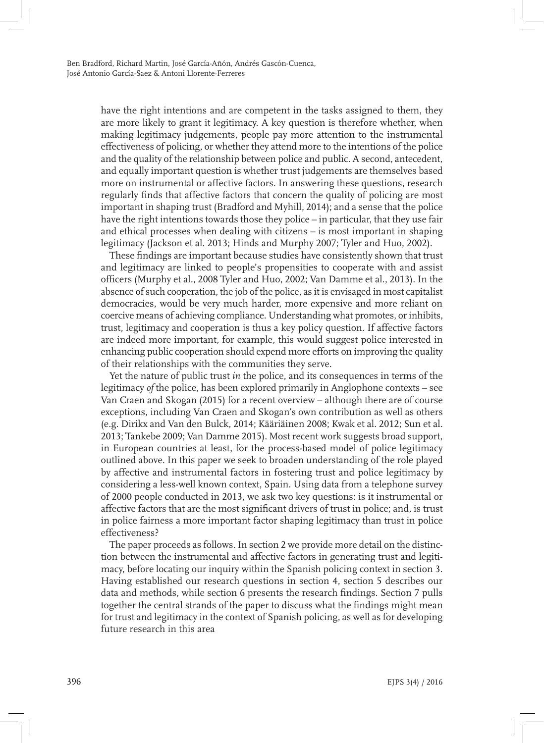have the right intentions and are competent in the tasks assigned to them, they are more likely to grant it legitimacy. A key question is therefore whether, when making legitimacy judgements, people pay more attention to the instrumental effectiveness of policing, or whether they attend more to the intentions of the police and the quality of the relationship between police and public. A second, antecedent, and equally important question is whether trust judgements are themselves based more on instrumental or affective factors. In answering these questions, research regularly finds that affective factors that concern the quality of policing are most important in shaping trust (Bradford and Myhill, 2014); and a sense that the police have the right intentions towards those they police – in particular, that they use fair and ethical processes when dealing with citizens – is most important in shaping legitimacy (Jackson et al. 2013; Hinds and Murphy 2007; Tyler and Huo, 2002).

These findings are important because studies have consistently shown that trust and legitimacy are linked to people's propensities to cooperate with and assist officers (Murphy et al., 2008 Tyler and Huo, 2002; Van Damme et al., 2013). In the absence of such cooperation, the job of the police, as it is envisaged in most capitalist democracies, would be very much harder, more expensive and more reliant on coercive means of achieving compliance. Understanding what promotes, or inhibits, trust, legitimacy and cooperation is thus a key policy question. If affective factors are indeed more important, for example, this would suggest police interested in enhancing public cooperation should expend more efforts on improving the quality of their relationships with the communities they serve.

Yet the nature of public trust *in* the police, and its consequences in terms of the legitimacy *of* the police, has been explored primarily in Anglophone contexts – see Van Craen and Skogan (2015) for a recent overview – although there are of course exceptions, including Van Craen and Skogan's own contribution as well as others (e.g. Dirikx and Van den Bulck, 2014; Kääriäinen 2008; Kwak et al. 2012; Sun et al. 2013; Tankebe 2009; Van Damme 2015). Most recent work suggests broad support, in European countries at least, for the process-based model of police legitimacy outlined above. In this paper we seek to broaden understanding of the role played by affective and instrumental factors in fostering trust and police legitimacy by considering a less-well known context, Spain. Using data from a telephone survey of 2000 people conducted in 2013, we ask two key questions: is it instrumental or affective factors that are the most significant drivers of trust in police; and, is trust in police fairness a more important factor shaping legitimacy than trust in police effectiveness?

The paper proceeds as follows. In section 2 we provide more detail on the distinction between the instrumental and affective factors in generating trust and legitimacy, before locating our inquiry within the Spanish policing context in section 3. Having established our research questions in section 4, section 5 describes our data and methods, while section 6 presents the research findings. Section 7 pulls together the central strands of the paper to discuss what the findings might mean for trust and legitimacy in the context of Spanish policing, as well as for developing future research in this area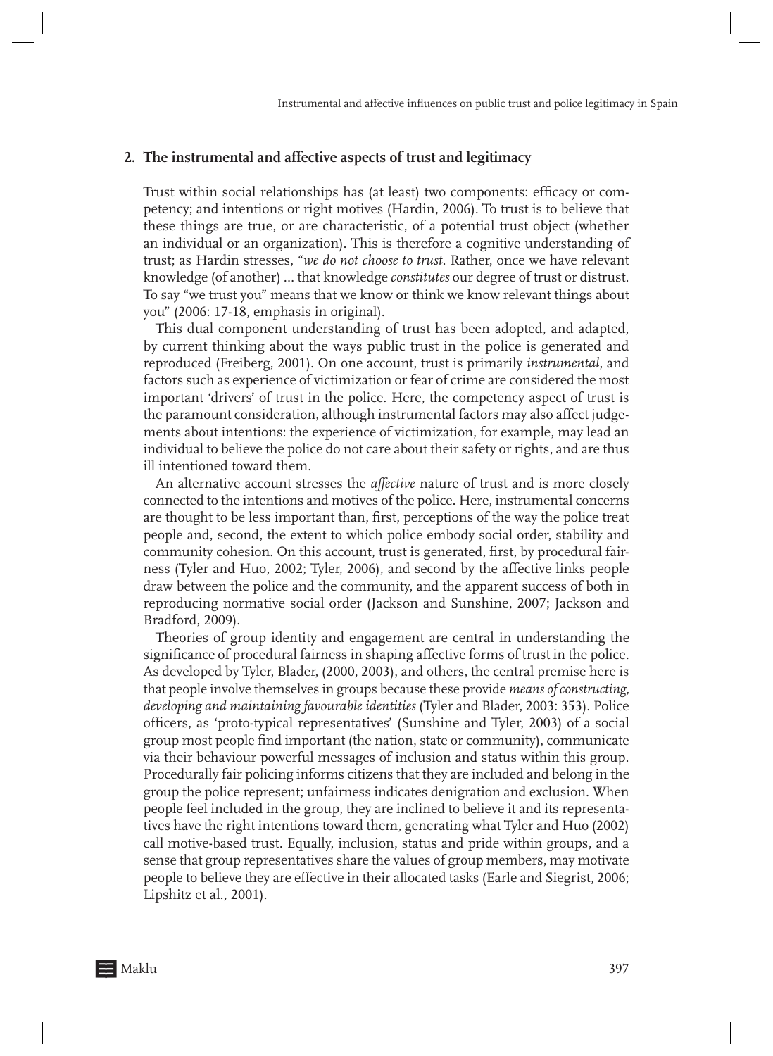## 2. The instrumental and affective aspects of trust and legitimacy

Trust within social relationships has (at least) two components: efficacy or competency; and intentions or right motives (Hardin, 2006). To trust is to believe that these things are true, or are characteristic, of a potential trust object (whether an individual or an organization). This is therefore a cognitive understanding of trust; as Hardin stresses, "*we do not choose to trust*. Rather, once we have relevant knowledge (of another) ... that knowledge *constitutes* our degree of trust or distrust. To say "we trust you" means that we know or think we know relevant things about you" (2006: 17-18, emphasis in original).

This dual component understanding of trust has been adopted, and adapted, by current thinking about the ways public trust in the police is generated and reproduced (Freiberg, 2001). On one account, trust is primarily *instrumental*, and factors such as experience of victimization or fear of crime are considered the most important 'drivers' of trust in the police. Here, the competency aspect of trust is the paramount consideration, although instrumental factors may also affect judgements about intentions: the experience of victimization, for example, may lead an individual to believe the police do not care about their safety or rights, and are thus ill intentioned toward them.

An alternative account stresses the *affective* nature of trust and is more closely connected to the intentions and motives of the police. Here, instrumental concerns are thought to be less important than, first, perceptions of the way the police treat people and, second, the extent to which police embody social order, stability and community cohesion. On this account, trust is generated, first, by procedural fairness (Tyler and Huo, 2002; Tyler, 2006), and second by the affective links people draw between the police and the community, and the apparent success of both in reproducing normative social order (Jackson and Sunshine, 2007; Jackson and Bradford, 2009).

Theories of group identity and engagement are central in understanding the significance of procedural fairness in shaping affective forms of trust in the police. As developed by Tyler, Blader, (2000, 2003), and others, the central premise here is that people involve themselves in groups because these provide *means of constructing, developing and maintaining favourable identities* (Tyler and Blader, 2003: 353). Police officers, as 'proto-typical representatives' (Sunshine and Tyler, 2003) of a social group most people find important (the nation, state or community), communicate via their behaviour powerful messages of inclusion and status within this group. Procedurally fair policing informs citizens that they are included and belong in the group the police represent; unfairness indicates denigration and exclusion. When people feel included in the group, they are inclined to believe it and its representatives have the right intentions toward them, generating what Tyler and Huo (2002) call motive-based trust. Equally, inclusion, status and pride within groups, and a sense that group representatives share the values of group members, may motivate people to believe they are effective in their allocated tasks (Earle and Siegrist, 2006; Lipshitz et al., 2001).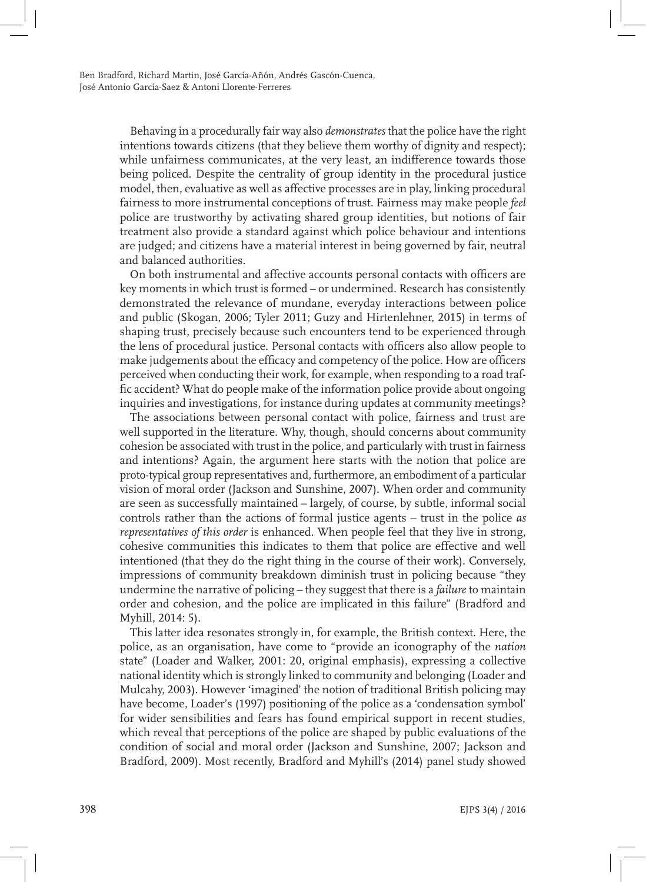Behaving in a procedurally fair way also *demonstrates* that the police have the right intentions towards citizens (that they believe them worthy of dignity and respect); while unfairness communicates, at the very least, an indifference towards those being policed. Despite the centrality of group identity in the procedural justice model, then, evaluative as well as affective processes are in play, linking procedural fairness to more instrumental conceptions of trust. Fairness may make people *feel* police are trustworthy by activating shared group identities, but notions of fair treatment also provide a standard against which police behaviour and intentions are judged; and citizens have a material interest in being governed by fair, neutral and balanced authorities.

On both instrumental and affective accounts personal contacts with officers are key moments in which trust is formed – or undermined. Research has consistently demonstrated the relevance of mundane, everyday interactions between police and public (Skogan, 2006; Tyler 2011; Guzy and Hirtenlehner, 2015) in terms of shaping trust, precisely because such encounters tend to be experienced through the lens of procedural justice. Personal contacts with officers also allow people to make judgements about the efficacy and competency of the police. How are officers perceived when conducting their work, for example, when responding to a road traffic accident? What do people make of the information police provide about ongoing inquiries and investigations, for instance during updates at community meetings?

The associations between personal contact with police, fairness and trust are well supported in the literature. Why, though, should concerns about community cohesion be associated with trust in the police, and particularly with trust in fairness and intentions? Again, the argument here starts with the notion that police are proto-typical group representatives and, furthermore, an embodiment of a particular vision of moral order (Jackson and Sunshine, 2007). When order and community are seen as successfully maintained – largely, of course, by subtle, informal social controls rather than the actions of formal justice agents – trust in the police *as representatives of this order* is enhanced. When people feel that they live in strong, cohesive communities this indicates to them that police are effective and well intentioned (that they do the right thing in the course of their work). Conversely, impressions of community breakdown diminish trust in policing because "they undermine the narrative of policing – they suggest that there is a *failure* to maintain order and cohesion, and the police are implicated in this failure" (Bradford and Myhill, 2014: 5).

This latter idea resonates strongly in, for example, the British context. Here, the police, as an organisation, have come to "provide an iconography of the *nation* state" (Loader and Walker, 2001: 20, original emphasis), expressing a collective national identity which is strongly linked to community and belonging (Loader and Mulcahy, 2003). However 'imagined' the notion of traditional British policing may have become, Loader's (1997) positioning of the police as a 'condensation symbol' for wider sensibilities and fears has found empirical support in recent studies, which reveal that perceptions of the police are shaped by public evaluations of the condition of social and moral order (Jackson and Sunshine, 2007; Jackson and Bradford, 2009). Most recently, Bradford and Myhill's (2014) panel study showed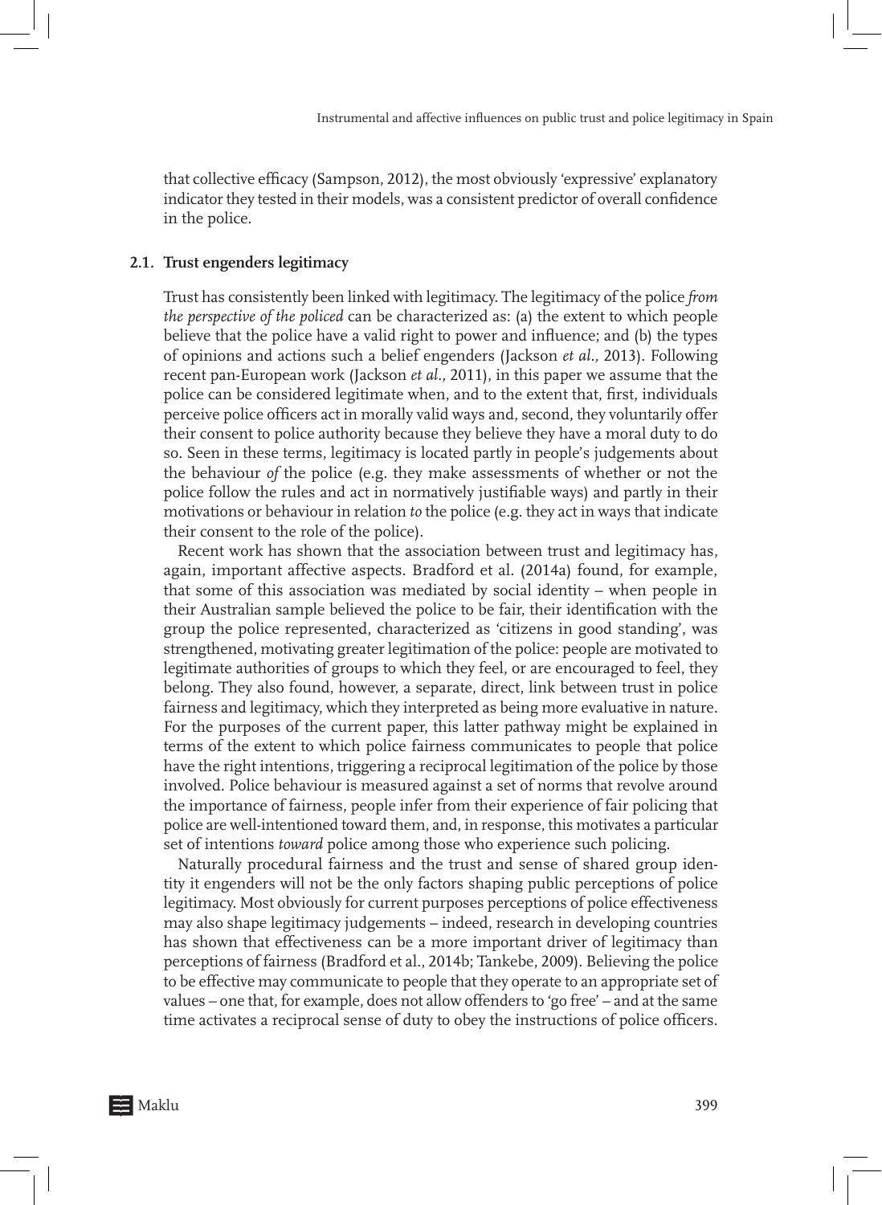that collective efficacy (Sampson, 2012), the most obviously 'expressive' explanatory indicator they tested in their models, was a consistent predictor of overall confidence in the police.

### 2.1. Trust engenders legitimacy

Trust has consistently been linked with legitimacy. The legitimacy of the police *from the perspective of the policed* can be characterized as: (a) the extent to which people believe that the police have a valid right to power and influence; and (b) the types of opinions and actions such a belief engenders (Jackson *et al.*, 2013). Following recent pan-European work (Jackson *et al.*, 2011), in this paper we assume that the police can be considered legitimate when, and to the extent that, first, individuals perceive police officers act in morally valid ways and, second, they voluntarily offer their consent to police authority because they believe they have a moral duty to do so. Seen in these terms, legitimacy is located partly in people's judgements about the behaviour *of* the police (e.g. they make assessments of whether or not the police follow the rules and act in normatively justifiable ways) and partly in their motivations or behaviour in relation *to* the police (e.g. they act in ways that indicate their consent to the role of the police).

Recent work has shown that the association between trust and legitimacy has, again, important affective aspects. Bradford et al. (2014a) found, for example, that some of this association was mediated by social identity – when people in their Australian sample believed the police to be fair, their identification with the group the police represented, characterized as 'citizens in good standing', was strengthened, motivating greater legitimation of the police: people are motivated to legitimate authorities of groups to which they feel, or are encouraged to feel, they belong. They also found, however, a separate, direct, link between trust in police fairness and legitimacy, which they interpreted as being more evaluative in nature. For the purposes of the current paper, this latter pathway might be explained in terms of the extent to which police fairness communicates to people that police have the right intentions, triggering a reciprocal legitimation of the police by those involved. Police behaviour is measured against a set of norms that revolve around the importance of fairness, people infer from their experience of fair policing that police are well-intentioned toward them, and, in response, this motivates a particular set of intentions *toward* police among those who experience such policing.

Naturally procedural fairness and the trust and sense of shared group identity it engenders will not be the only factors shaping public perceptions of police legitimacy. Most obviously for current purposes perceptions of police effectiveness may also shape legitimacy judgements – indeed, research in developing countries has shown that effectiveness can be a more important driver of legitimacy than perceptions of fairness (Bradford et al., 2014b; Tankebe, 2009). Believing the police to be effective may communicate to people that they operate to an appropriate set of values – one that, for example, does not allow offenders to 'go free' – and at the same time activates a reciprocal sense of duty to obey the instructions of police officers.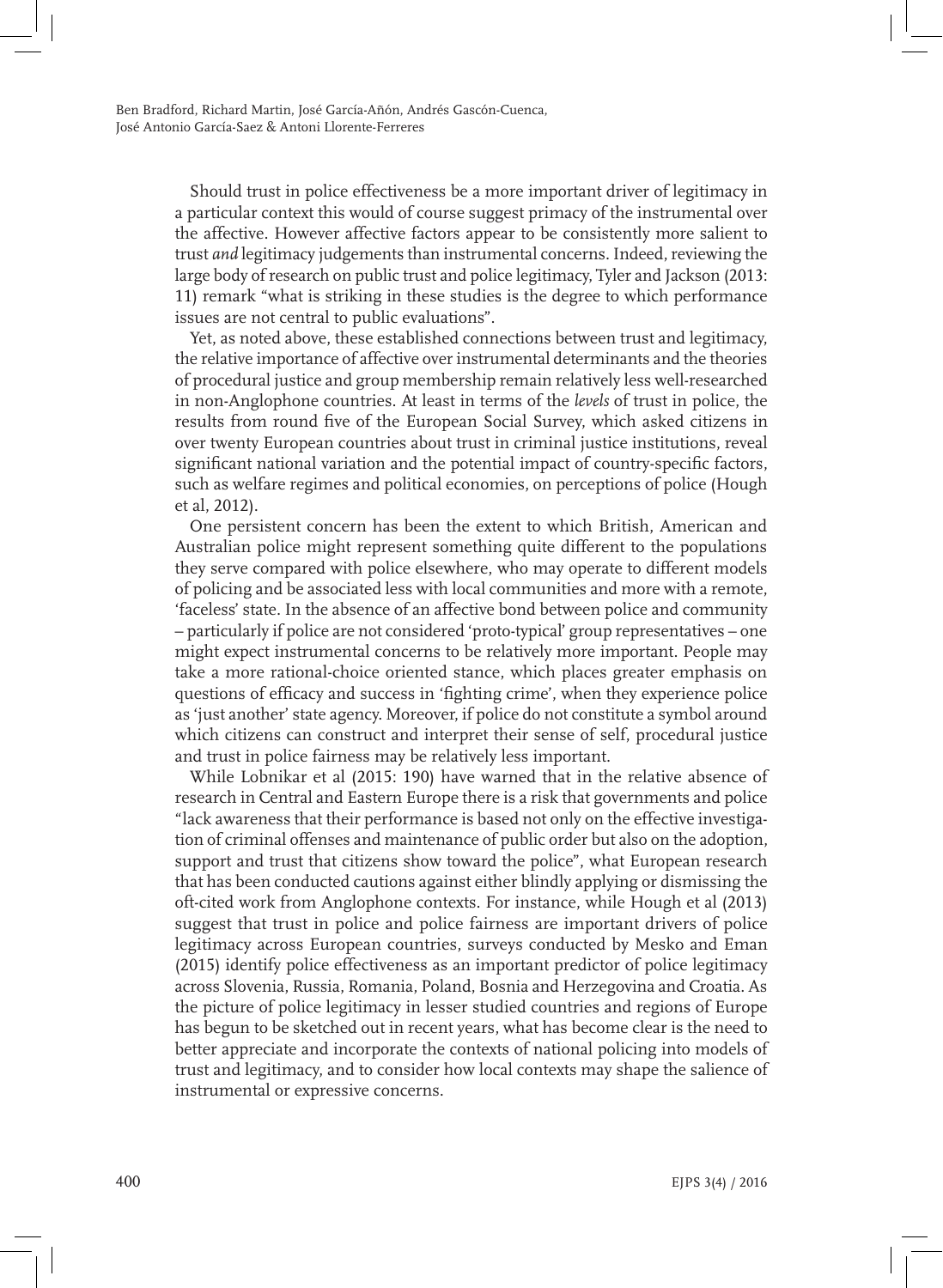Should trust in police effectiveness be a more important driver of legitimacy in a particular context this would of course suggest primacy of the instrumental over the affective. However affective factors appear to be consistently more salient to trust *and* legitimacy judgements than instrumental concerns. Indeed, reviewing the large body of research on public trust and police legitimacy, Tyler and Jackson (2013: 11) remark "what is striking in these studies is the degree to which performance issues are not central to public evaluations".

Yet, as noted above, these established connections between trust and legitimacy, the relative importance of affective over instrumental determinants and the theories of procedural justice and group membership remain relatively less well-researched in non-Anglophone countries. At least in terms of the *levels* of trust in police, the results from round five of the European Social Survey, which asked citizens in over twenty European countries about trust in criminal justice institutions, reveal significant national variation and the potential impact of country-specific factors, such as welfare regimes and political economies, on perceptions of police (Hough et al, 2012).

One persistent concern has been the extent to which British, American and Australian police might represent something quite different to the populations they serve compared with police elsewhere, who may operate to different models of policing and be associated less with local communities and more with a remote, 'faceless' state. In the absence of an affective bond between police and community – particularly if police are not considered 'proto-typical' group representatives – one might expect instrumental concerns to be relatively more important. People may take a more rational-choice oriented stance, which places greater emphasis on questions of efficacy and success in 'fighting crime', when they experience police as 'just another' state agency. Moreover, if police do not constitute a symbol around which citizens can construct and interpret their sense of self, procedural justice and trust in police fairness may be relatively less important.

While Lobnikar et al (2015: 190) have warned that in the relative absence of research in Central and Eastern Europe there is a risk that governments and police "lack awareness that their performance is based not only on the effective investigation of criminal offenses and maintenance of public order but also on the adoption, support and trust that citizens show toward the police", what European research that has been conducted cautions against either blindly applying or dismissing the oft-cited work from Anglophone contexts. For instance, while Hough et al (2013) suggest that trust in police and police fairness are important drivers of police legitimacy across European countries, surveys conducted by Mesko and Eman (2015) identify police effectiveness as an important predictor of police legitimacy across Slovenia, Russia, Romania, Poland, Bosnia and Herzegovina and Croatia. As the picture of police legitimacy in lesser studied countries and regions of Europe has begun to be sketched out in recent years, what has become clear is the need to better appreciate and incorporate the contexts of national policing into models of trust and legitimacy, and to consider how local contexts may shape the salience of instrumental or expressive concerns.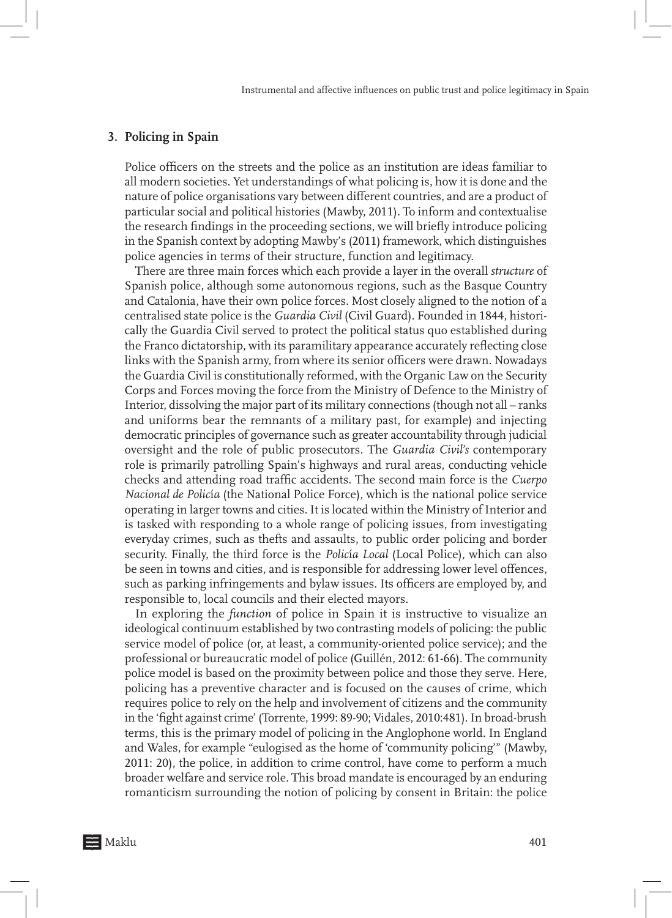## 3. Policing in Spain

Police officers on the streets and the police as an institution are ideas familiar to all modern societies. Yet understandings of what policing is, how it is done and the nature of police organisations vary between different countries, and are a product of particular social and political histories (Mawby, 2011). To inform and contextualise the research findings in the proceeding sections, we will briefly introduce policing in the Spanish context by adopting Mawby's (2011) framework, which distinguishes police agencies in terms of their structure, function and legitimacy.

There are three main forces which each provide a layer in the overall *structure* of Spanish police, although some autonomous regions, such as the Basque Country and Catalonia, have their own police forces. Most closely aligned to the notion of a centralised state police is the *Guardia Civil* (Civil Guard). Founded in 1844, historically the Guardia Civil served to protect the political status quo established during the Franco dictatorship, with its paramilitary appearance accurately reflecting close links with the Spanish army, from where its senior officers were drawn. Nowadays the Guardia Civil is constitutionally reformed, with the Organic Law on the Security Corps and Forces moving the force from the Ministry of Defence to the Ministry of Interior, dissolving the major part of its military connections (though not all – ranks and uniforms bear the remnants of a military past, for example) and injecting democratic principles of governance such as greater accountability through judicial oversight and the role of public prosecutors. The *Guardia Civil's* contemporary role is primarily patrolling Spain's highways and rural areas, conducting vehicle checks and attending road traffic accidents. The second main force is the *Cuerpo Nacional de Policía* (the National Police Force), which is the national police service operating in larger towns and cities. It is located within the Ministry of Interior and is tasked with responding to a whole range of policing issues, from investigating everyday crimes, such as thefts and assaults, to public order policing and border security. Finally, the third force is the *Policía Local* (Local Police), which can also be seen in towns and cities, and is responsible for addressing lower level offences, such as parking infringements and bylaw issues. Its officers are employed by, and responsible to, local councils and their elected mayors.

In exploring the *function* of police in Spain it is instructive to visualize an ideological continuum established by two contrasting models of policing: the public service model of police (or, at least, a community-oriented police service); and the professional or bureaucratic model of police (Guillén, 2012: 61-66). The community police model is based on the proximity between police and those they serve. Here, policing has a preventive character and is focused on the causes of crime, which requires police to rely on the help and involvement of citizens and the community in the 'fight against crime' (Torrente, 1999: 89-90; Vidales, 2010:481). In broad-brush terms, this is the primary model of policing in the Anglophone world. In England and Wales, for example "eulogised as the home of 'community policing'" (Mawby, 2011: 20), the police, in addition to crime control, have come to perform a much broader welfare and service role. This broad mandate is encouraged by an enduring romanticism surrounding the notion of policing by consent in Britain: the police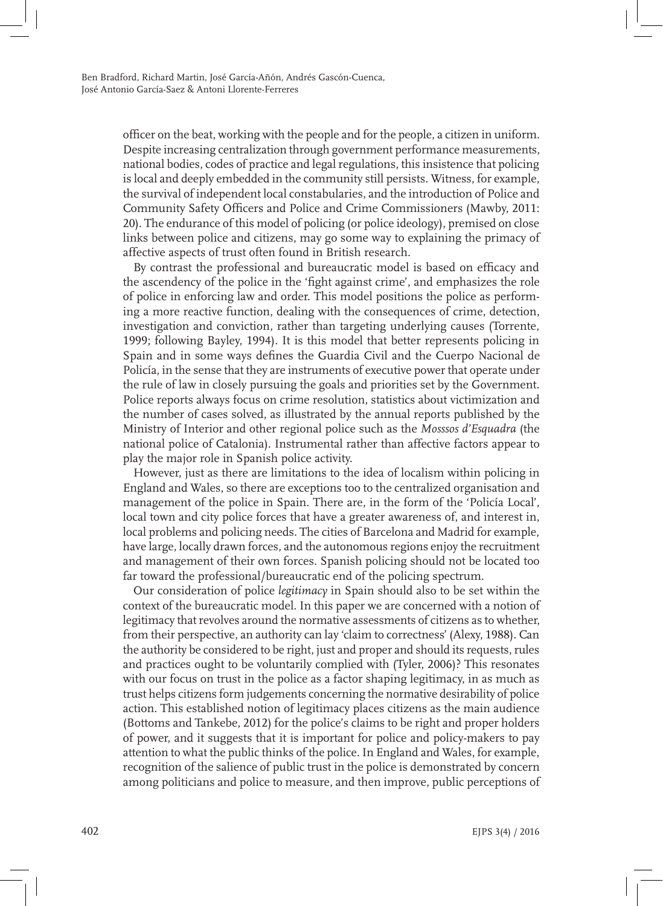officer on the beat, working with the people and for the people, a citizen in uniform. Despite increasing centralization through government performance measurements, national bodies, codes of practice and legal regulations, this insistence that policing is local and deeply embedded in the community still persists. Witness, for example, the survival of independent local constabularies, and the introduction of Police and Community Safety Officers and Police and Crime Commissioners (Mawby, 2011: 20). The endurance of this model of policing (or police ideology), premised on close links between police and citizens, may go some way to explaining the primacy of affective aspects of trust often found in British research.

By contrast the professional and bureaucratic model is based on efficacy and the ascendency of the police in the 'fight against crime', and emphasizes the role of police in enforcing law and order. This model positions the police as performing a more reactive function, dealing with the consequences of crime, detection, investigation and conviction, rather than targeting underlying causes (Torrente, 1999; following Bayley, 1994). It is this model that better represents policing in Spain and in some ways defines the Guardia Civil and the Cuerpo Nacional de Policía, in the sense that they are instruments of executive power that operate under the rule of law in closely pursuing the goals and priorities set by the Government. Police reports always focus on crime resolution, statistics about victimization and the number of cases solved, as illustrated by the annual reports published by the Ministry of Interior and other regional police such as the *Mosssos d'Esquadra* (the national police of Catalonia). Instrumental rather than affective factors appear to play the major role in Spanish police activity.

However, just as there are limitations to the idea of localism within policing in England and Wales, so there are exceptions too to the centralized organisation and management of the police in Spain. There are, in the form of the 'Policía Local', local town and city police forces that have a greater awareness of, and interest in, local problems and policing needs. The cities of Barcelona and Madrid for example, have large, locally drawn forces, and the autonomous regions enjoy the recruitment and management of their own forces. Spanish policing should not be located too far toward the professional/bureaucratic end of the policing spectrum.

Our consideration of police *legitimacy* in Spain should also to be set within the context of the bureaucratic model. In this paper we are concerned with a notion of legitimacy that revolves around the normative assessments of citizens as to whether, from their perspective, an authority can lay 'claim to correctness' (Alexy, 1988). Can the authority be considered to be right, just and proper and should its requests, rules and practices ought to be voluntarily complied with (Tyler, 2006)? This resonates with our focus on trust in the police as a factor shaping legitimacy, in as much as trust helps citizens form judgements concerning the normative desirability of police action. This established notion of legitimacy places citizens as the main audience (Bottoms and Tankebe, 2012) for the police's claims to be right and proper holders of power, and it suggests that it is important for police and policy-makers to pay attention to what the public thinks of the police. In England and Wales, for example, recognition of the salience of public trust in the police is demonstrated by concern among politicians and police to measure, and then improve, public perceptions of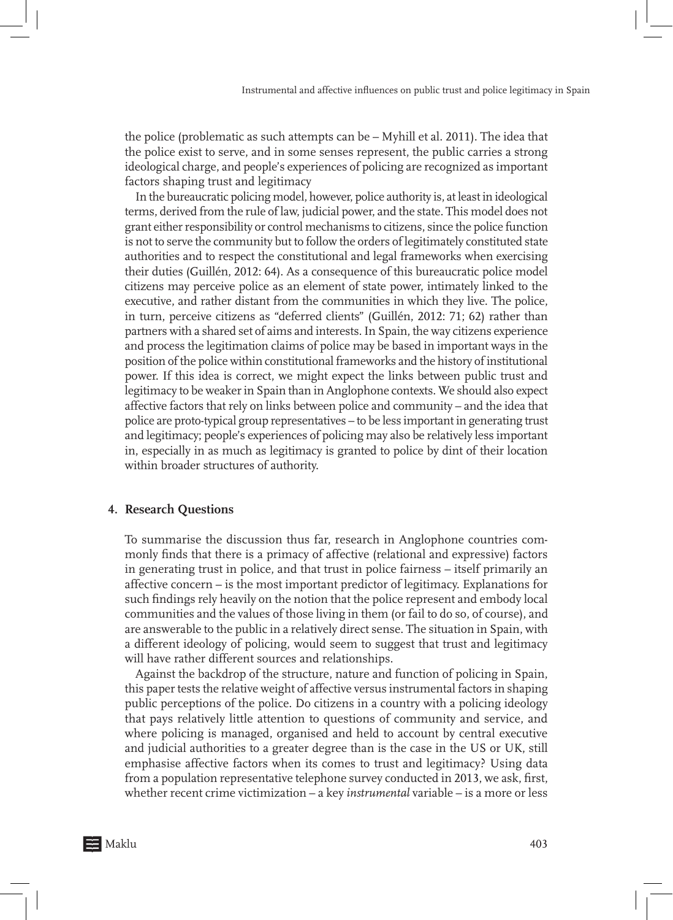the police (problematic as such attempts can be – Myhill et al. 2011). The idea that the police exist to serve, and in some senses represent, the public carries a strong ideological charge, and people's experiences of policing are recognized as important factors shaping trust and legitimacy

In the bureaucratic policing model, however, police authority is, at least in ideological terms, derived from the rule of law, judicial power, and the state. This model does not grant either responsibility or control mechanisms to citizens, since the police function is not to serve the community but to follow the orders of legitimately constituted state authorities and to respect the constitutional and legal frameworks when exercising their duties (Guillén, 2012: 64). As a consequence of this bureaucratic police model citizens may perceive police as an element of state power, intimately linked to the executive, and rather distant from the communities in which they live. The police, in turn, perceive citizens as "deferred clients" (Guillén, 2012: 71; 62) rather than partners with a shared set of aims and interests. In Spain, the way citizens experience and process the legitimation claims of police may be based in important ways in the position of the police within constitutional frameworks and the history of institutional power. If this idea is correct, we might expect the links between public trust and legitimacy to be weaker in Spain than in Anglophone contexts. We should also expect affective factors that rely on links between police and community – and the idea that police are proto-typical group representatives – to be less important in generating trust and legitimacy; people's experiences of policing may also be relatively less important in, especially in as much as legitimacy is granted to police by dint of their location within broader structures of authority.

## 4. Research Questions

To summarise the discussion thus far, research in Anglophone countries commonly finds that there is a primacy of affective (relational and expressive) factors in generating trust in police, and that trust in police fairness – itself primarily an affective concern – is the most important predictor of legitimacy. Explanations for such findings rely heavily on the notion that the police represent and embody local communities and the values of those living in them (or fail to do so, of course), and are answerable to the public in a relatively direct sense. The situation in Spain, with a different ideology of policing, would seem to suggest that trust and legitimacy will have rather different sources and relationships.

Against the backdrop of the structure, nature and function of policing in Spain, this paper tests the relative weight of affective versus instrumental factors in shaping public perceptions of the police. Do citizens in a country with a policing ideology that pays relatively little attention to questions of community and service, and where policing is managed, organised and held to account by central executive and judicial authorities to a greater degree than is the case in the US or UK, still emphasise affective factors when its comes to trust and legitimacy? Using data from a population representative telephone survey conducted in 2013, we ask, first, whether recent crime victimization – a key *instrumental* variable – is a more or less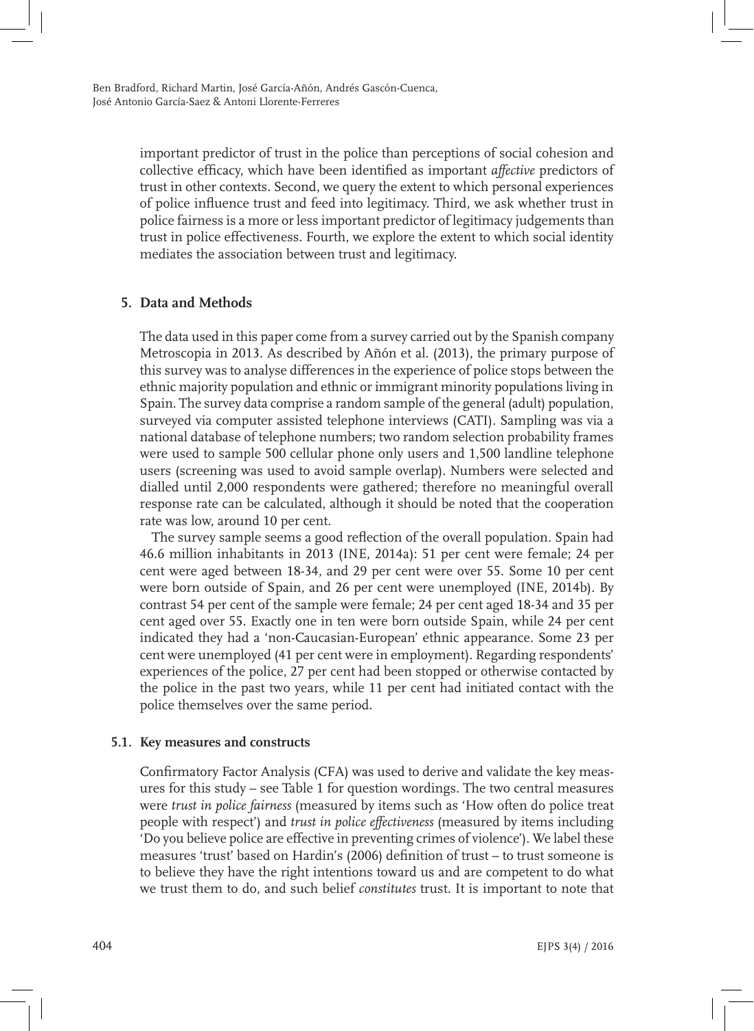important predictor of trust in the police than perceptions of social cohesion and collective efficacy, which have been identified as important *affective* predictors of trust in other contexts. Second, we query the extent to which personal experiences of police influence trust and feed into legitimacy. Third, we ask whether trust in police fairness is a more or less important predictor of legitimacy judgements than trust in police effectiveness. Fourth, we explore the extent to which social identity mediates the association between trust and legitimacy.

## 5. Data and Methods

The data used in this paper come from a survey carried out by the Spanish company Metroscopia in 2013. As described by Añón et al. (2013), the primary purpose of this survey was to analyse differences in the experience of police stops between the ethnic majority population and ethnic or immigrant minority populations living in Spain. The survey data comprise a random sample of the general (adult) population, surveyed via computer assisted telephone interviews (CATI). Sampling was via a national database of telephone numbers; two random selection probability frames were used to sample 500 cellular phone only users and 1,500 landline telephone users (screening was used to avoid sample overlap). Numbers were selected and dialled until 2,000 respondents were gathered; therefore no meaningful overall response rate can be calculated, although it should be noted that the cooperation rate was low, around 10 per cent.

The survey sample seems a good reflection of the overall population. Spain had 46.6 million inhabitants in 2013 (INE, 2014a): 51 per cent were female; 24 per cent were aged between 18-34, and 29 per cent were over 55. Some 10 per cent were born outside of Spain, and 26 per cent were unemployed (INE, 2014b). By contrast 54 per cent of the sample were female; 24 per cent aged 18-34 and 35 per cent aged over 55. Exactly one in ten were born outside Spain, while 24 per cent indicated they had a 'non-Caucasian-European' ethnic appearance. Some 23 per cent were unemployed (41 per cent were in employment). Regarding respondents' experiences of the police, 27 per cent had been stopped or otherwise contacted by the police in the past two years, while 11 per cent had initiated contact with the police themselves over the same period.

### 5.1. Key measures and constructs

Confirmatory Factor Analysis (CFA) was used to derive and validate the key measures for this study – see Table 1 for question wordings. The two central measures were *trust in police fairness* (measured by items such as 'How often do police treat people with respect') and *trust in police effectiveness* (measured by items including 'Do you believe police are effective in preventing crimes of violence'). We label these measures 'trust' based on Hardin's (2006) definition of trust – to trust someone is to believe they have the right intentions toward us and are competent to do what we trust them to do, and such belief *constitutes* trust. It is important to note that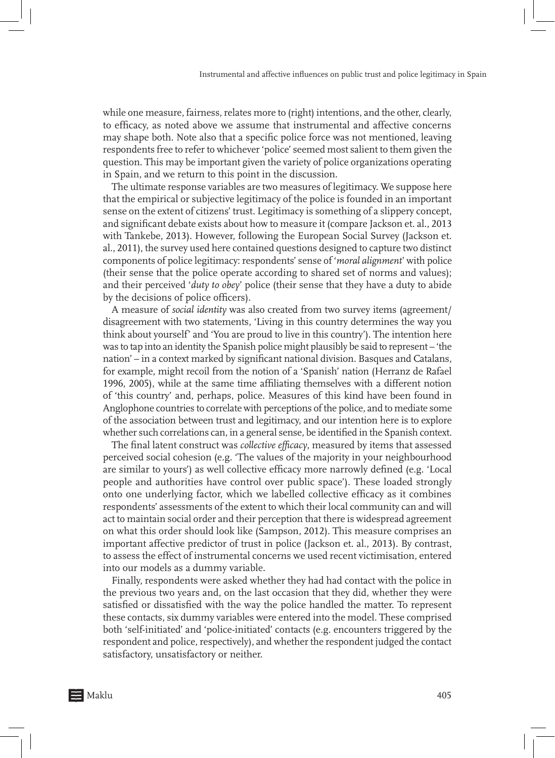while one measure, fairness, relates more to (right) intentions, and the other, clearly, to efficacy, as noted above we assume that instrumental and affective concerns may shape both. Note also that a specific police force was not mentioned, leaving respondents free to refer to whichever 'police' seemed most salient to them given the question. This may be important given the variety of police organizations operating in Spain, and we return to this point in the discussion.

The ultimate response variables are two measures of legitimacy. We suppose here that the empirical or subjective legitimacy of the police is founded in an important sense on the extent of citizens' trust. Legitimacy is something of a slippery concept, and significant debate exists about how to measure it (compare Jackson et. al., 2013 with Tankebe, 2013). However, following the European Social Survey (Jackson et. al., 2011), the survey used here contained questions designed to capture two distinct components of police legitimacy: respondents' sense of '*moral alignment*' with police (their sense that the police operate according to shared set of norms and values); and their perceived '*duty to obey*' police (their sense that they have a duty to abide by the decisions of police officers).

A measure of *social identity* was also created from two survey items (agreement/disagreement with two statements, 'Living in this country determines the way you think about yourself' and 'You are proud to live in this country'). The intention here was to tap into an identity the Spanish police might plausibly be said to represent – 'the nation' – in a context marked by significant national division. Basques and Catalans, for example, might recoil from the notion of a 'Spanish' nation (Herranz de Rafael 1996, 2005), while at the same time affiliating themselves with a different notion of 'this country' and, perhaps, police. Measures of this kind have been found in Anglophone countries to correlate with perceptions of the police, and to mediate some of the association between trust and legitimacy, and our intention here is to explore whether such correlations can, in a general sense, be identified in the Spanish context.

The final latent construct was *collective efficacy*, measured by items that assessed perceived social cohesion (e.g. 'The values of the majority in your neighbourhood are similar to yours') as well collective efficacy more narrowly defined (e.g. 'Local people and authorities have control over public space'). These loaded strongly onto one underlying factor, which we labelled collective efficacy as it combines respondents' assessments of the extent to which their local community can and will act to maintain social order and their perception that there is widespread agreement on what this order should look like (Sampson, 2012). This measure comprises an important affective predictor of trust in police (Jackson et. al., 2013). By contrast, to assess the effect of instrumental concerns we used recent victimisation, entered into our models as a dummy variable.

Finally, respondents were asked whether they had had contact with the police in the previous two years and, on the last occasion that they did, whether they were satisfied or dissatisfied with the way the police handled the matter. To represent these contacts, six dummy variables were entered into the model. These comprised both 'self-initiated' and 'police-initiated' contacts (e.g. encounters triggered by the respondent and police, respectively), and whether the respondent judged the contact satisfactory, unsatisfactory or neither.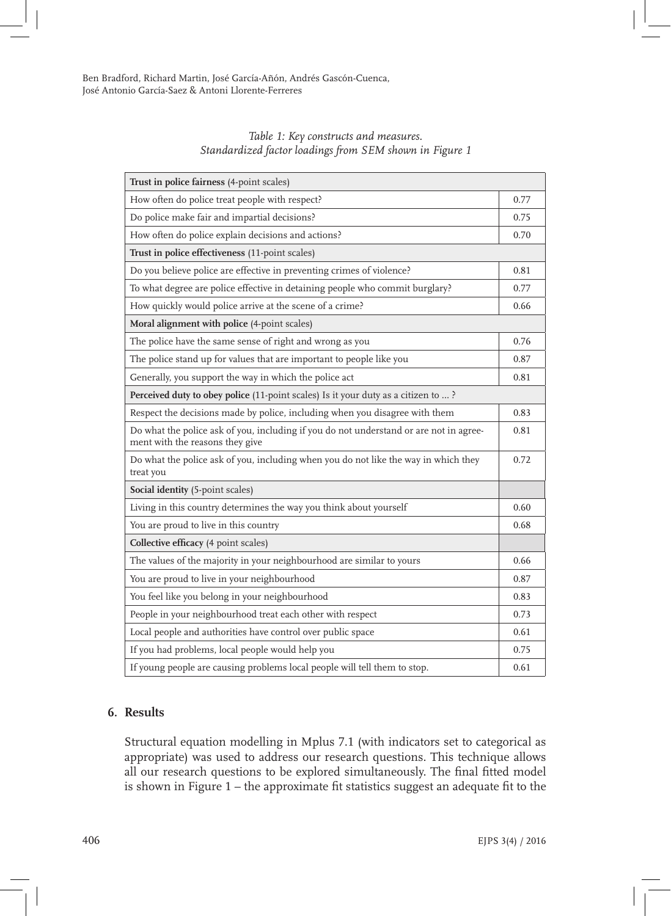*Table 1: Key constructs and measures.*
*Standardized factor loadings from SEM shown in Figure 1*

| Item | Loading |
|---|---|
| **Trust in police fairness** (4-point scales) | |
| How often do police treat people with respect? | 0.77 |
| Do police make fair and impartial decisions? | 0.75 |
| How often do police explain decisions and actions? | 0.70 |
| **Trust in police effectiveness** (11-point scales) | |
| Do you believe police are effective in preventing crimes of violence? | 0.81 |
| To what degree are police effective in detaining people who commit burglary? | 0.77 |
| How quickly would police arrive at the scene of a crime? | 0.66 |
| **Moral alignment with police** (4-point scales) | |
| The police have the same sense of right and wrong as you | 0.76 |
| The police stand up for values that are important to people like you | 0.87 |
| Generally, you support the way in which the police act | 0.81 |
| **Perceived duty to obey police** (11-point scales) Is it your duty as a citizen to ... ? | |
| Respect the decisions made by police, including when you disagree with them | 0.83 |
| Do what the police ask of you, including if you do not understand or are not in agreement with the reasons they give | 0.81 |
| Do what the police ask of you, including when you do not like the way in which they treat you | 0.72 |
| **Social identity** (5-point scales) | |
| Living in this country determines the way you think about yourself | 0.60 |
| You are proud to live in this country | 0.68 |
| **Collective efficacy** (4 point scales) | |
| The values of the majority in your neighbourhood are similar to yours | 0.66 |
| You are proud to live in your neighbourhood | 0.87 |
| You feel like you belong in your neighbourhood | 0.83 |
| People in your neighbourhood treat each other with respect | 0.73 |
| Local people and authorities have control over public space | 0.61 |
| If you had problems, local people would help you | 0.75 |
| If young people are causing problems local people will tell them to stop. | 0.61 |

## 6. Results

Structural equation modelling in Mplus 7.1 (with indicators set to categorical as appropriate) was used to address our research questions. This technique allows all our research questions to be explored simultaneously. The final fitted model is shown in Figure 1 – the approximate fit statistics suggest an adequate fit to the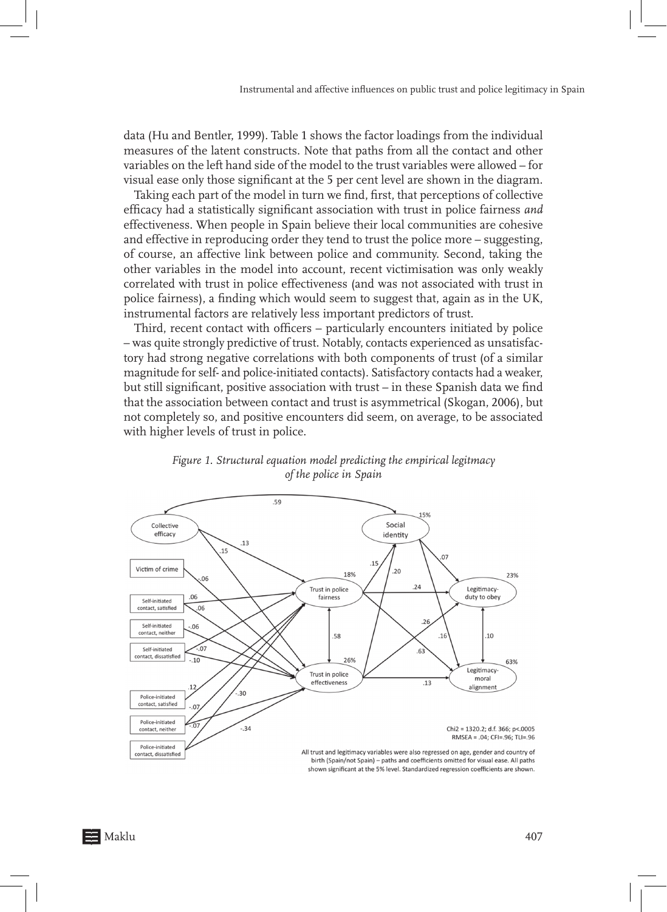data (Hu and Bentler, 1999). Table 1 shows the factor loadings from the individual measures of the latent constructs. Note that paths from all the contact and other variables on the left hand side of the model to the trust variables were allowed – for visual ease only those significant at the 5 per cent level are shown in the diagram.

Taking each part of the model in turn we find, first, that perceptions of collective efficacy had a statistically significant association with trust in police fairness *and* effectiveness. When people in Spain believe their local communities are cohesive and effective in reproducing order they tend to trust the police more – suggesting, of course, an affective link between police and community. Second, taking the other variables in the model into account, recent victimisation was only weakly correlated with trust in police effectiveness (and was not associated with trust in police fairness), a finding which would seem to suggest that, again as in the UK, instrumental factors are relatively less important predictors of trust.

Third, recent contact with officers – particularly encounters initiated by police – was quite strongly predictive of trust. Notably, contacts experienced as unsatisfactory had strong negative correlations with both components of trust (of a similar magnitude for self- and police-initiated contacts). Satisfactory contacts had a weaker, but still significant, positive association with trust – in these Spanish data we find that the association between contact and trust is asymmetrical (Skogan, 2006), but not completely so, and positive encounters did seem, on average, to be associated with higher levels of trust in police.

*Figure 1. Structural equation model predicting the empirical legitimacy of the police in Spain*

Chi2 = 1320.2; d.f. 366; p<.0005
RMSEA = .04; CFI=.96; TLI=.96

All trust and legitimacy variables were also regressed on age, gender and country of birth (Spain/not Spain) – paths and coefficients omitted for visual ease. All paths shown significant at the 5% level. Standardized regression coefficients are shown.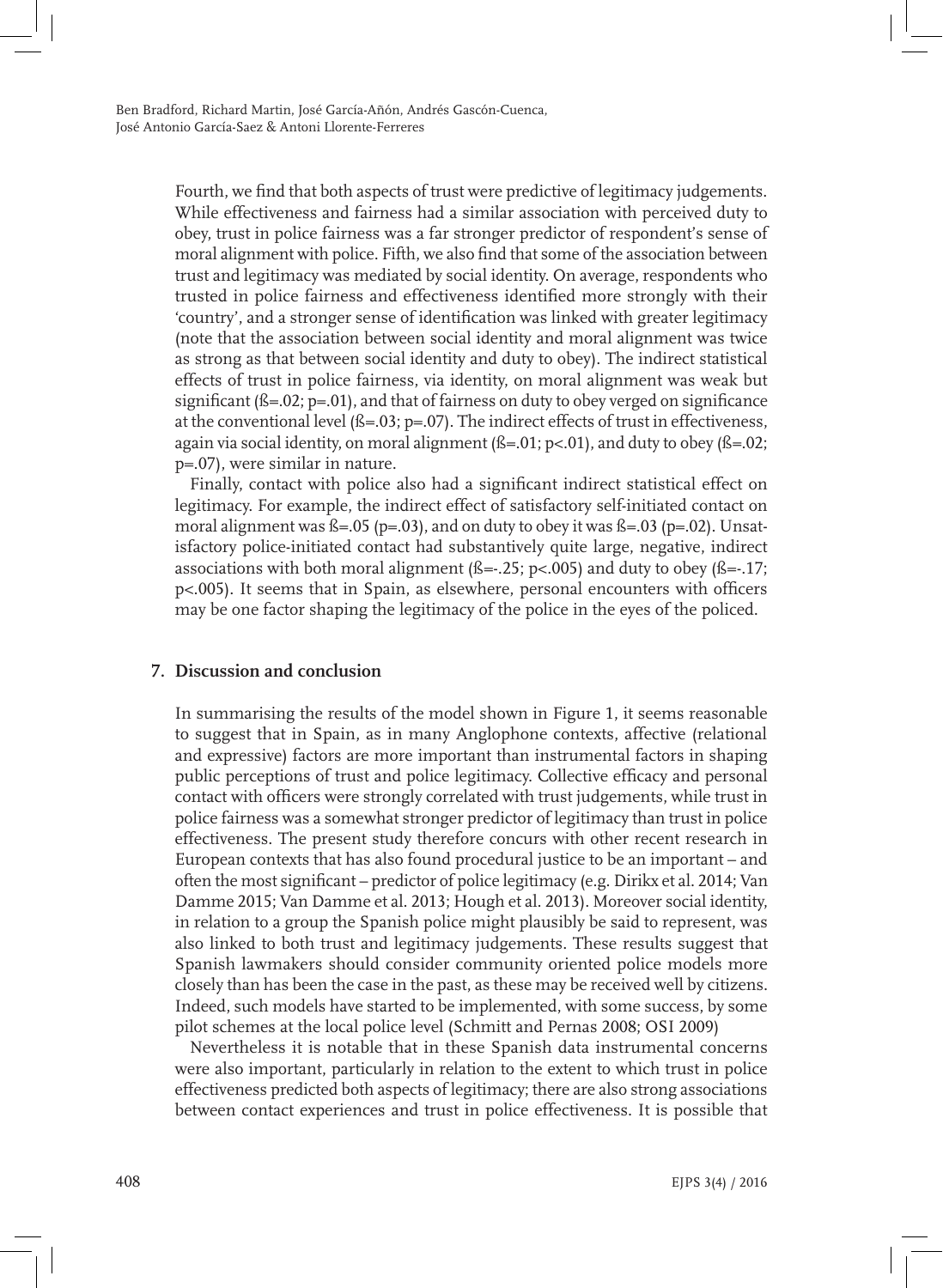Fourth, we find that both aspects of trust were predictive of legitimacy judgements. While effectiveness and fairness had a similar association with perceived duty to obey, trust in police fairness was a far stronger predictor of respondent's sense of moral alignment with police. Fifth, we also find that some of the association between trust and legitimacy was mediated by social identity. On average, respondents who trusted in police fairness and effectiveness identified more strongly with their 'country', and a stronger sense of identification was linked with greater legitimacy (note that the association between social identity and moral alignment was twice as strong as that between social identity and duty to obey). The indirect statistical effects of trust in police fairness, via identity, on moral alignment was weak but significant (ß=.02; p=.01), and that of fairness on duty to obey verged on significance at the conventional level (ß=.03; p=.07). The indirect effects of trust in effectiveness, again via social identity, on moral alignment (ß=.01; p<.01), and duty to obey (ß=.02; p=.07), were similar in nature.

Finally, contact with police also had a significant indirect statistical effect on legitimacy. For example, the indirect effect of satisfactory self-initiated contact on moral alignment was ß=.05 (p=.03), and on duty to obey it was ß=.03 (p=.02). Unsatisfactory police-initiated contact had substantively quite large, negative, indirect associations with both moral alignment (ß=-.25; p<.005) and duty to obey (ß=-.17; p<.005). It seems that in Spain, as elsewhere, personal encounters with officers may be one factor shaping the legitimacy of the police in the eyes of the policed.

## 7. Discussion and conclusion

In summarising the results of the model shown in Figure 1, it seems reasonable to suggest that in Spain, as in many Anglophone contexts, affective (relational and expressive) factors are more important than instrumental factors in shaping public perceptions of trust and police legitimacy. Collective efficacy and personal contact with officers were strongly correlated with trust judgements, while trust in police fairness was a somewhat stronger predictor of legitimacy than trust in police effectiveness. The present study therefore concurs with other recent research in European contexts that has also found procedural justice to be an important – and often the most significant – predictor of police legitimacy (e.g. Dirikx et al. 2014; Van Damme 2015; Van Damme et al. 2013; Hough et al. 2013). Moreover social identity, in relation to a group the Spanish police might plausibly be said to represent, was also linked to both trust and legitimacy judgements. These results suggest that Spanish lawmakers should consider community oriented police models more closely than has been the case in the past, as these may be received well by citizens. Indeed, such models have started to be implemented, with some success, by some pilot schemes at the local police level (Schmitt and Pernas 2008; OSI 2009)

Nevertheless it is notable that in these Spanish data instrumental concerns were also important, particularly in relation to the extent to which trust in police effectiveness predicted both aspects of legitimacy; there are also strong associations between contact experiences and trust in police effectiveness. It is possible that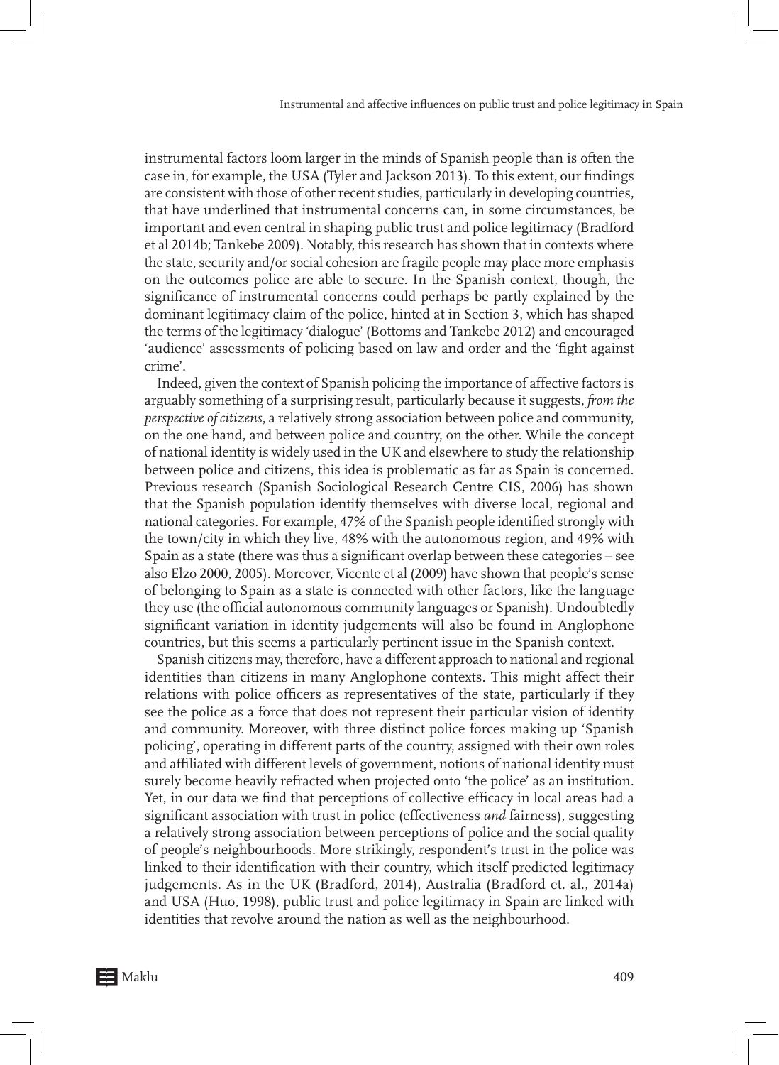instrumental factors loom larger in the minds of Spanish people than is often the case in, for example, the USA (Tyler and Jackson 2013). To this extent, our findings are consistent with those of other recent studies, particularly in developing countries, that have underlined that instrumental concerns can, in some circumstances, be important and even central in shaping public trust and police legitimacy (Bradford et al 2014b; Tankebe 2009). Notably, this research has shown that in contexts where the state, security and/or social cohesion are fragile people may place more emphasis on the outcomes police are able to secure. In the Spanish context, though, the significance of instrumental concerns could perhaps be partly explained by the dominant legitimacy claim of the police, hinted at in Section 3, which has shaped the terms of the legitimacy 'dialogue' (Bottoms and Tankebe 2012) and encouraged 'audience' assessments of policing based on law and order and the 'fight against crime'.

Indeed, given the context of Spanish policing the importance of affective factors is arguably something of a surprising result, particularly because it suggests, *from the perspective of citizens*, a relatively strong association between police and community, on the one hand, and between police and country, on the other. While the concept of national identity is widely used in the UK and elsewhere to study the relationship between police and citizens, this idea is problematic as far as Spain is concerned. Previous research (Spanish Sociological Research Centre CIS, 2006) has shown that the Spanish population identify themselves with diverse local, regional and national categories. For example, 47% of the Spanish people identified strongly with the town/city in which they live, 48% with the autonomous region, and 49% with Spain as a state (there was thus a significant overlap between these categories – see also Elzo 2000, 2005). Moreover, Vicente et al (2009) have shown that people's sense of belonging to Spain as a state is connected with other factors, like the language they use (the official autonomous community languages or Spanish). Undoubtedly significant variation in identity judgements will also be found in Anglophone countries, but this seems a particularly pertinent issue in the Spanish context.

Spanish citizens may, therefore, have a different approach to national and regional identities than citizens in many Anglophone contexts. This might affect their relations with police officers as representatives of the state, particularly if they see the police as a force that does not represent their particular vision of identity and community. Moreover, with three distinct police forces making up 'Spanish policing', operating in different parts of the country, assigned with their own roles and affiliated with different levels of government, notions of national identity must surely become heavily refracted when projected onto 'the police' as an institution. Yet, in our data we find that perceptions of collective efficacy in local areas had a significant association with trust in police (effectiveness *and* fairness), suggesting a relatively strong association between perceptions of police and the social quality of people's neighbourhoods. More strikingly, respondent's trust in the police was linked to their identification with their country, which itself predicted legitimacy judgements. As in the UK (Bradford, 2014), Australia (Bradford et. al., 2014a) and USA (Huo, 1998), public trust and police legitimacy in Spain are linked with identities that revolve around the nation as well as the neighbourhood.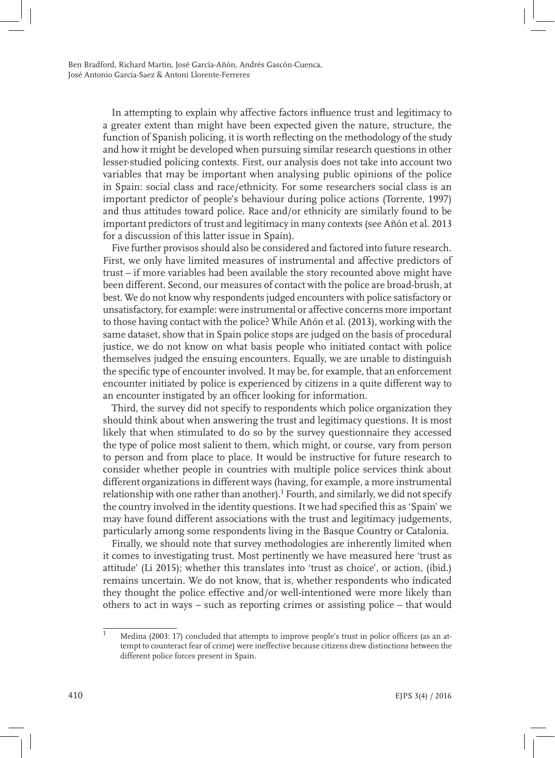In attempting to explain why affective factors influence trust and legitimacy to a greater extent than might have been expected given the nature, structure, the function of Spanish policing, it is worth reflecting on the methodology of the study and how it might be developed when pursuing similar research questions in other lesser-studied policing contexts. First, our analysis does not take into account two variables that may be important when analysing public opinions of the police in Spain: social class and race/ethnicity. For some researchers social class is an important predictor of people's behaviour during police actions (Torrente, 1997) and thus attitudes toward police. Race and/or ethnicity are similarly found to be important predictors of trust and legitimacy in many contexts (see Añón et al. 2013 for a discussion of this latter issue in Spain).

Five further provisos should also be considered and factored into future research. First, we only have limited measures of instrumental and affective predictors of trust – if more variables had been available the story recounted above might have been different. Second, our measures of contact with the police are broad-brush, at best. We do not know why respondents judged encounters with police satisfactory or unsatisfactory, for example: were instrumental or affective concerns more important to those having contact with the police? While Añón et al. (2013), working with the same dataset, show that in Spain police stops are judged on the basis of procedural justice, we do not know on what basis people who initiated contact with police themselves judged the ensuing encounters. Equally, we are unable to distinguish the specific type of encounter involved. It may be, for example, that an enforcement encounter initiated by police is experienced by citizens in a quite different way to an encounter instigated by an officer looking for information.

Third, the survey did not specify to respondents which police organization they should think about when answering the trust and legitimacy questions. It is most likely that when stimulated to do so by the survey questionnaire they accessed the type of police most salient to them, which might, or course, vary from person to person and from place to place. It would be instructive for future research to consider whether people in countries with multiple police services think about different organizations in different ways (having, for example, a more instrumental relationship with one rather than another).[1] Fourth, and similarly, we did not specify the country involved in the identity questions. It we had specified this as 'Spain' we may have found different associations with the trust and legitimacy judgements, particularly among some respondents living in the Basque Country or Catalonia.

Finally, we should note that survey methodologies are inherently limited when it comes to investigating trust. Most pertinently we have measured here 'trust as attitude' (Li 2015); whether this translates into 'trust as choice', or action, (ibid.) remains uncertain. We do not know, that is, whether respondents who indicated they thought the police effective and/or well-intentioned were more likely than others to act in ways – such as reporting crimes or assisting police – that would

[1] Medina (2003: 17) concluded that attempts to improve people's trust in police officers (as an attempt to counteract fear of crime) were ineffective because citizens drew distinctions between the different police forces present in Spain.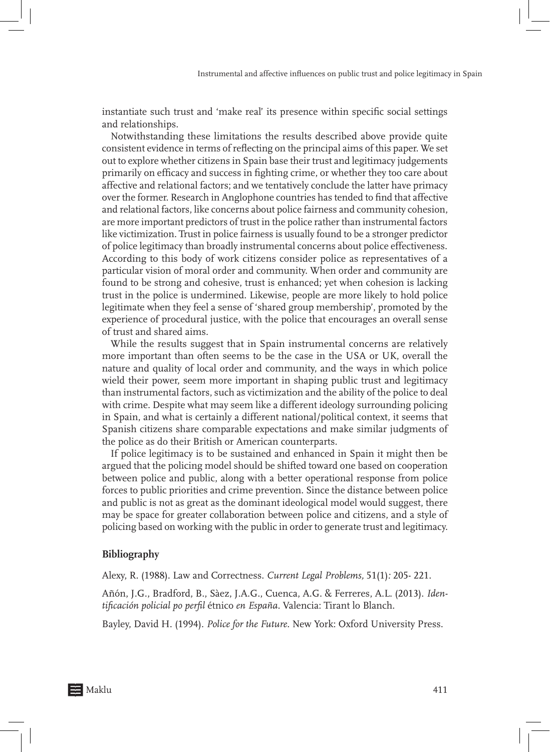instantiate such trust and 'make real' its presence within specific social settings and relationships.

Notwithstanding these limitations the results described above provide quite consistent evidence in terms of reflecting on the principal aims of this paper. We set out to explore whether citizens in Spain base their trust and legitimacy judgements primarily on efficacy and success in fighting crime, or whether they too care about affective and relational factors; and we tentatively conclude the latter have primacy over the former. Research in Anglophone countries has tended to find that affective and relational factors, like concerns about police fairness and community cohesion, are more important predictors of trust in the police rather than instrumental factors like victimization. Trust in police fairness is usually found to be a stronger predictor of police legitimacy than broadly instrumental concerns about police effectiveness. According to this body of work citizens consider police as representatives of a particular vision of moral order and community. When order and community are found to be strong and cohesive, trust is enhanced; yet when cohesion is lacking trust in the police is undermined. Likewise, people are more likely to hold police legitimate when they feel a sense of 'shared group membership', promoted by the experience of procedural justice, with the police that encourages an overall sense of trust and shared aims.

While the results suggest that in Spain instrumental concerns are relatively more important than often seems to be the case in the USA or UK, overall the nature and quality of local order and community, and the ways in which police wield their power, seem more important in shaping public trust and legitimacy than instrumental factors, such as victimization and the ability of the police to deal with crime. Despite what may seem like a different ideology surrounding policing in Spain, and what is certainly a different national/political context, it seems that Spanish citizens share comparable expectations and make similar judgments of the police as do their British or American counterparts.

If police legitimacy is to be sustained and enhanced in Spain it might then be argued that the policing model should be shifted toward one based on cooperation between police and public, along with a better operational response from police forces to public priorities and crime prevention. Since the distance between police and public is not as great as the dominant ideological model would suggest, there may be space for greater collaboration between police and citizens, and a style of policing based on working with the public in order to generate trust and legitimacy.

## Bibliography

Alexy, R. (1988). Law and Correctness. *Current Legal Problems,* 51(1)*:* 205- 221.

Añón, J.G., Bradford, B., Sàez, J.A.G., Cuenca, A.G. & Ferreres, A.L. (2013). *Identificación policial po perfil* étnico *en España*. Valencia: Tirant lo Blanch.

Bayley, David H. (1994). *Police for the Future.* New York: Oxford University Press.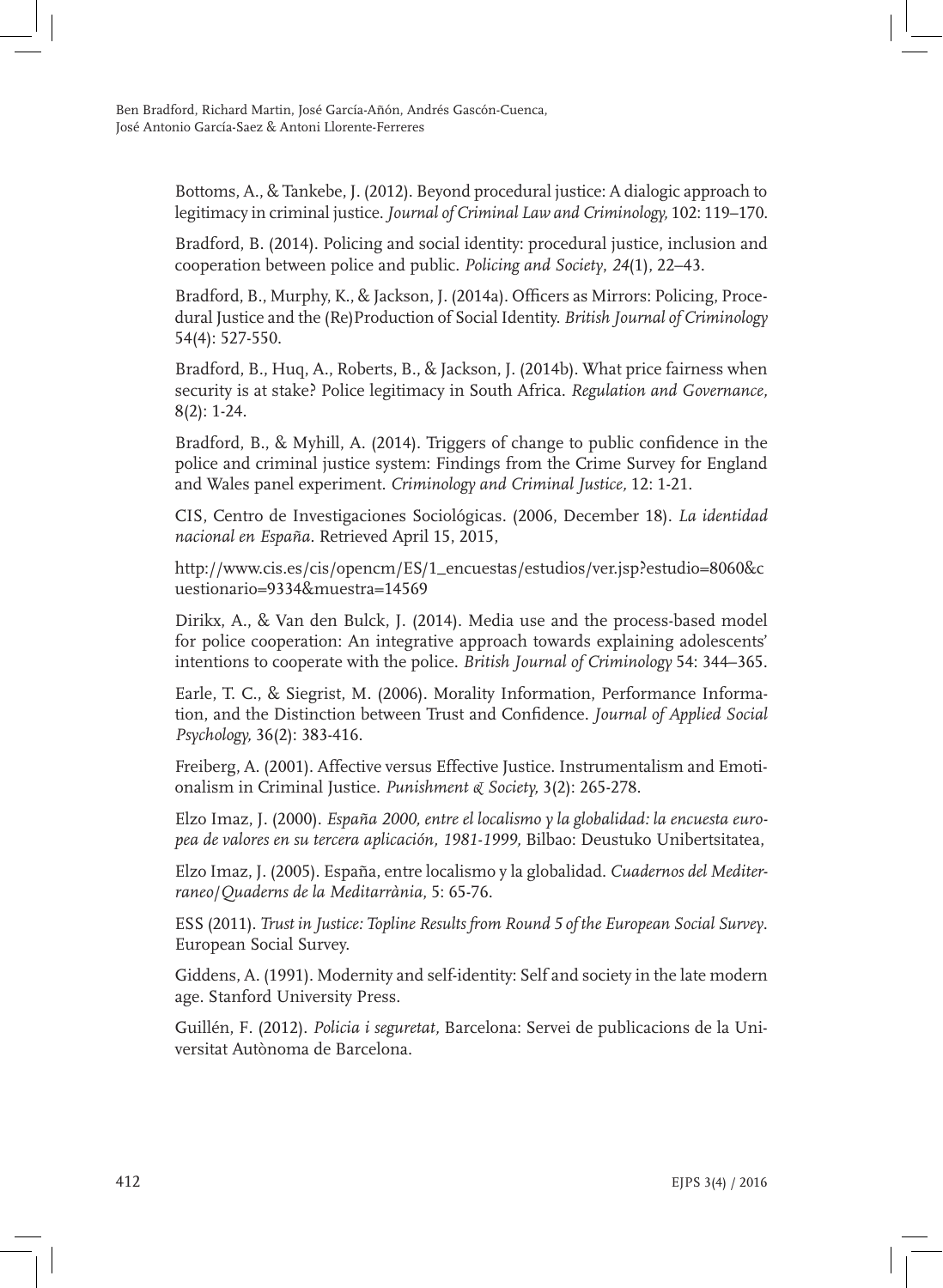Bottoms, A., & Tankebe, J. (2012). Beyond procedural justice: A dialogic approach to legitimacy in criminal justice. *Journal of Criminal Law and Criminology,* 102: 119–170.

Bradford, B. (2014). Policing and social identity: procedural justice, inclusion and cooperation between police and public. *Policing and Society*, *24*(1), 22–43.

Bradford, B., Murphy, K., & Jackson, J. (2014a). Officers as Mirrors: Policing, Procedural Justice and the (Re)Production of Social Identity. *British Journal of Criminology* 54(4): 527-550.

Bradford, B., Huq, A., Roberts, B., & Jackson, J. (2014b). What price fairness when security is at stake? Police legitimacy in South Africa. *Regulation and Governance,* 8(2): 1-24.

Bradford, B., & Myhill, A. (2014). Triggers of change to public confidence in the police and criminal justice system: Findings from the Crime Survey for England and Wales panel experiment. *Criminology and Criminal Justice,* 12: 1-21.

CIS, Centro de Investigaciones Sociológicas. (2006, December 18). *La identidad nacional en España.* Retrieved April 15, 2015,

http://www.cis.es/cis/opencm/ES/1_encuestas/estudios/ver.jsp?estudio=8060&cuestionario=9334&muestra=14569

Dirikx, A., & Van den Bulck, J. (2014). Media use and the process-based model for police cooperation: An integrative approach towards explaining adolescents' intentions to cooperate with the police. *British Journal of Criminology* 54: 344–365.

Earle, T. C., & Siegrist, M. (2006). Morality Information, Performance Information, and the Distinction between Trust and Confidence. *Journal of Applied Social Psychology,* 36(2): 383-416.

Freiberg, A. (2001). Affective versus Effective Justice. Instrumentalism and Emotionalism in Criminal Justice. *Punishment & Society,* 3(2): 265-278.

Elzo Imaz, J. (2000). *España 2000, entre el localismo y la globalidad: la encuesta europea de valores en su tercera aplicación, 1981-1999,* Bilbao: Deustuko Unibertsitatea,

Elzo Imaz, J. (2005). España, entre localismo y la globalidad. *Cuadernos del Mediterraneo/Quaderns de la Meditarrània*, 5: 65-76.

ESS (2011). *Trust in Justice: Topline Results from Round 5 of the European Social Survey*. European Social Survey.

Giddens, A. (1991). Modernity and self-identity: Self and society in the late modern age. Stanford University Press.

Guillén, F. (2012). *Policia i seguretat,* Barcelona: Servei de publicacions de la Universitat Autònoma de Barcelona.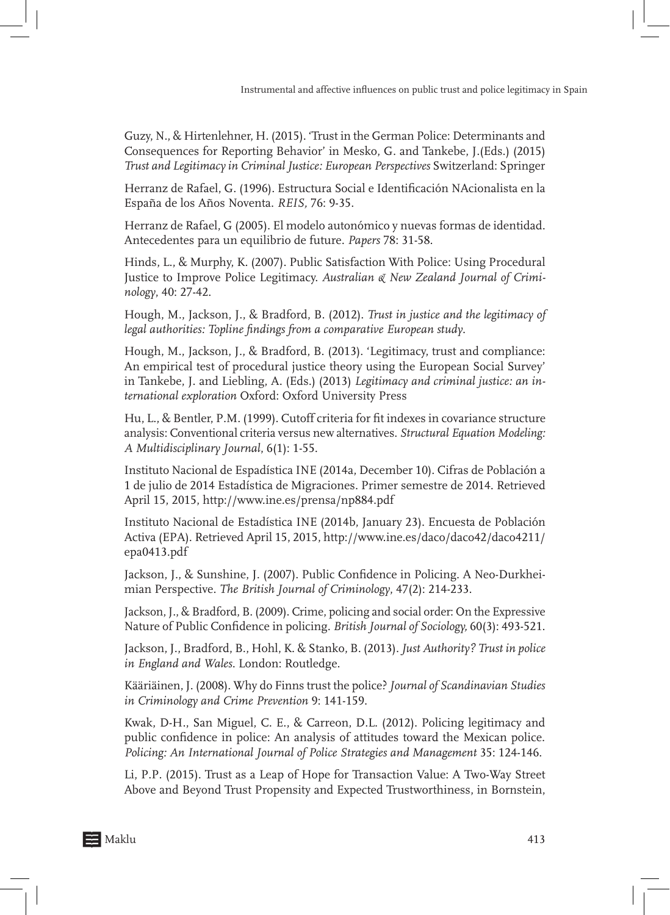Guzy, N., & Hirtenlehner, H. (2015). 'Trust in the German Police: Determinants and Consequences for Reporting Behavior' in Mesko, G. and Tankebe, J.(Eds.) (2015) *Trust and Legitimacy in Criminal Justice: European Perspectives* Switzerland: Springer

Herranz de Rafael, G. (1996). Estructura Social e Identificación NAcionalista en la España de los Años Noventa. *REIS,* 76: 9-35.

Herranz de Rafael, G (2005). El modelo autonómico y nuevas formas de identidad. Antecedentes para un equilibrio de future. *Papers* 78: 31-58.

Hinds, L., & Murphy, K. (2007). Public Satisfaction With Police: Using Procedural Justice to Improve Police Legitimacy. *Australian & New Zealand Journal of Criminology*, 40: 27-42.

Hough, M., Jackson, J., & Bradford, B. (2012). *Trust in justice and the legitimacy of legal authorities: Topline findings from a comparative European study*.

Hough, M., Jackson, J., & Bradford, B. (2013). 'Legitimacy, trust and compliance: An empirical test of procedural justice theory using the European Social Survey' in Tankebe, J. and Liebling, A. (Eds.) (2013) *Legitimacy and criminal justice: an international exploration* Oxford: Oxford University Press

Hu, L., & Bentler, P.M. (1999). Cutoff criteria for fit indexes in covariance structure analysis: Conventional criteria versus new alternatives. *Structural Equation Modeling: A Multidisciplinary Journal*, 6(1): 1-55.

Instituto Nacional de Espadística INE (2014a, December 10). Cifras de Población a 1 de julio de 2014 Estadística de Migraciones. Primer semestre de 2014. Retrieved April 15, 2015, http://www.ine.es/prensa/np884.pdf

Instituto Nacional de Estadística INE (2014b, January 23). Encuesta de Población Activa (EPA). Retrieved April 15, 2015, http://www.ine.es/daco/daco42/daco4211/epa0413.pdf

Jackson, J., & Sunshine, J. (2007). Public Confidence in Policing. A Neo-Durkheimian Perspective. *The British Journal of Criminology*, 47(2): 214-233.

Jackson, J., & Bradford, B. (2009). Crime, policing and social order: On the Expressive Nature of Public Confidence in policing. *British Journal of Sociology,* 60(3): 493-521.

Jackson, J., Bradford, B., Hohl, K. & Stanko, B. (2013). *Just Authority? Trust in police in England and Wales*. London: Routledge.

Kääriäinen, J. (2008). Why do Finns trust the police? *Journal of Scandinavian Studies in Criminology and Crime Prevention* 9: 141-159.

Kwak, D-H., San Miguel, C. E., & Carreon, D.L. (2012). Policing legitimacy and public confidence in police: An analysis of attitudes toward the Mexican police. *Policing: An International Journal of Police Strategies and Management* 35: 124-146.

Li, P.P. (2015). Trust as a Leap of Hope for Transaction Value: A Two-Way Street Above and Beyond Trust Propensity and Expected Trustworthiness, in Bornstein,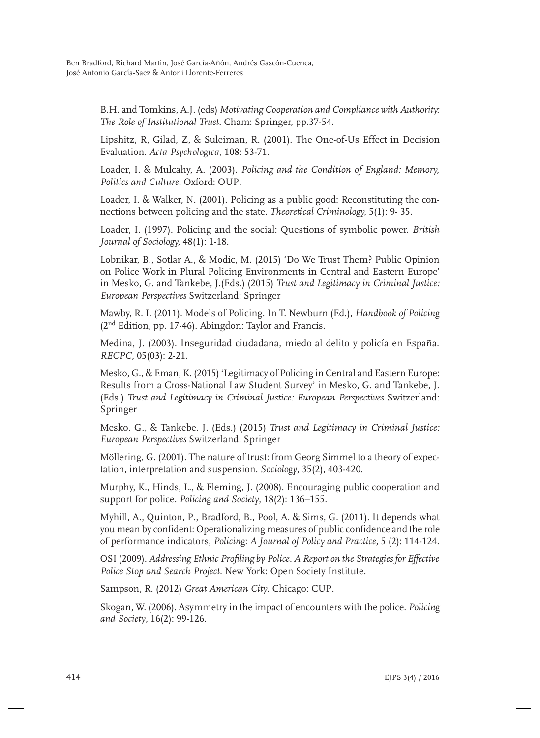B.H. and Tomkins, A.J. (eds) *Motivating Cooperation and Compliance with Authority: The Role of Institutional Trust*. Cham: Springer, pp.37-54.

Lipshitz, R, Gilad, Z, & Suleiman, R. (2001). The One-of-Us Effect in Decision Evaluation. *Acta Psychologica,* 108: 53-71.

Loader, I. & Mulcahy, A. (2003). *Policing and the Condition of England: Memory, Politics and Culture*. Oxford: OUP.

Loader, I. & Walker, N. (2001). Policing as a public good: Reconstituting the connections between policing and the state. *Theoretical Criminology,* 5(1): 9- 35.

Loader, I. (1997). Policing and the social: Questions of symbolic power. *British Journal of Sociology,* 48(1): 1-18.

Lobnikar, B., Sotlar A., & Modic, M. (2015) 'Do We Trust Them? Public Opinion on Police Work in Plural Policing Environments in Central and Eastern Europe' in Mesko, G. and Tankebe, J.(Eds.) (2015) *Trust and Legitimacy in Criminal Justice: European Perspectives* Switzerland: Springer

Mawby, R. I. (2011). Models of Policing. In T. Newburn (Ed.), *Handbook of Policing* (2nd Edition, pp. 17-46). Abingdon: Taylor and Francis.

Medina, J. (2003). Inseguridad ciudadana, miedo al delito y policía en España. *RECPC,* 05(03): 2-21.

Mesko, G., & Eman, K. (2015) 'Legitimacy of Policing in Central and Eastern Europe: Results from a Cross-National Law Student Survey' in Mesko, G. and Tankebe, J. (Eds.) *Trust and Legitimacy in Criminal Justice: European Perspectives* Switzerland: Springer

Mesko, G., & Tankebe, J. (Eds.) (2015) *Trust and Legitimacy in Criminal Justice: European Perspectives* Switzerland: Springer

Möllering, G. (2001). The nature of trust: from Georg Simmel to a theory of expectation, interpretation and suspension. *Sociology*, 35(2), 403-420.

Murphy, K., Hinds, L., & Fleming, J. (2008). Encouraging public cooperation and support for police. *Policing and Society*, 18(2): 136–155.

Myhill, A., Quinton, P., Bradford, B., Pool, A. & Sims, G. (2011). It depends what you mean by confident: Operationalizing measures of public confidence and the role of performance indicators, *Policing: A Journal of Policy and Practice,* 5 (2): 114-124.

OSI (2009). *Addressing Ethnic Profiling by Police. A Report on the Strategies for Effective Police Stop and Search Project*. New York: Open Society Institute.

Sampson, R. (2012) *Great American City*. Chicago: CUP.

Skogan, W. (2006). Asymmetry in the impact of encounters with the police. *Policing and Society*, 16(2): 99-126.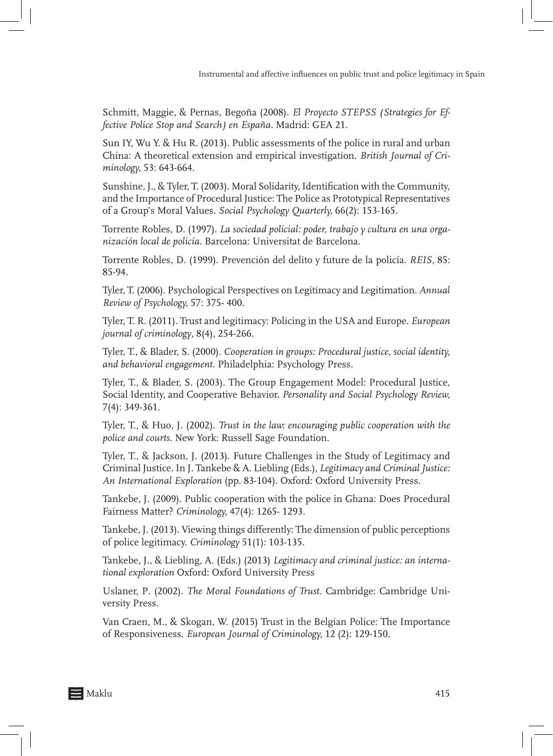Schmitt, Maggie, & Pernas, Begoña (2008). *El Proyecto STEPSS (Strategies for Effective Police Stop and Search) en España*. Madrid: GEA 21.

Sun IY, Wu Y. & Hu R. (2013). Public assessments of the police in rural and urban China: A theoretical extension and empirical investigation. *British Journal of Criminology,* 53: 643-664.

Sunshine, J., & Tyler, T. (2003). Moral Solidarity, Identification with the Community, and the Importance of Procedural Justice: The Police as Prototypical Representatives of a Group's Moral Values. *Social Psychology Quarterly,* 66(2): 153-165.

Torrente Robles, D. (1997). *La sociedad policial: poder, trabajo y cultura en una organización local de policía*. Barcelona: Universitat de Barcelona.

Torrente Robles, D. (1999). Prevención del delito y future de la policía. *REIS*, 85: 85-94.

Tyler, T. (2006). Psychological Perspectives on Legitimacy and Legitimation. *Annual Review of Psychology,* 57: 375- 400.

Tyler, T. R. (2011). Trust and legitimacy: Policing in the USA and Europe. *European journal of criminology*, 8(4), 254-266.

Tyler, T., & Blader, S. (2000). *Cooperation in groups: Procedural justice, social identity, and behavioral engagement*. Philadelphia: Psychology Press.

Tyler, T., & Blader, S. (2003). The Group Engagement Model: Procedural Justice, Social Identity, and Cooperative Behavior. *Personality and Social Psychology Review,* 7(4): 349-361.

Tyler, T., & Huo, J. (2002). *Trust in the law: encouraging public cooperation with the police and courts*. New York: Russell Sage Foundation.

Tyler, T., & Jackson, J. (2013). Future Challenges in the Study of Legitimacy and Criminal Justice. In J. Tankebe & A. Liebling (Eds.), *Legitimacy and Criminal Justice: An International Exploration* (pp. 83-104). Oxford: Oxford University Press.

Tankebe, J. (2009). Public cooperation with the police in Ghana: Does Procedural Fairness Matter? *Criminology,* 47(4): 1265- 1293.

Tankebe, J. (2013). Viewing things differently: The dimension of public perceptions of police legitimacy. *Criminology* 51(1): 103-135.

Tankebe, J., & Liebling, A. (Eds.) (2013) *Legitimacy and criminal justice: an international exploration* Oxford: Oxford University Press

Uslaner, P. (2002). *The Moral Foundations of Trust*. Cambridge: Cambridge University Press.

Van Craen, M., & Skogan, W. (2015) Trust in the Belgian Police: The Importance of Responsiveness. *European Journal of Criminology,* 12 (2): 129-150.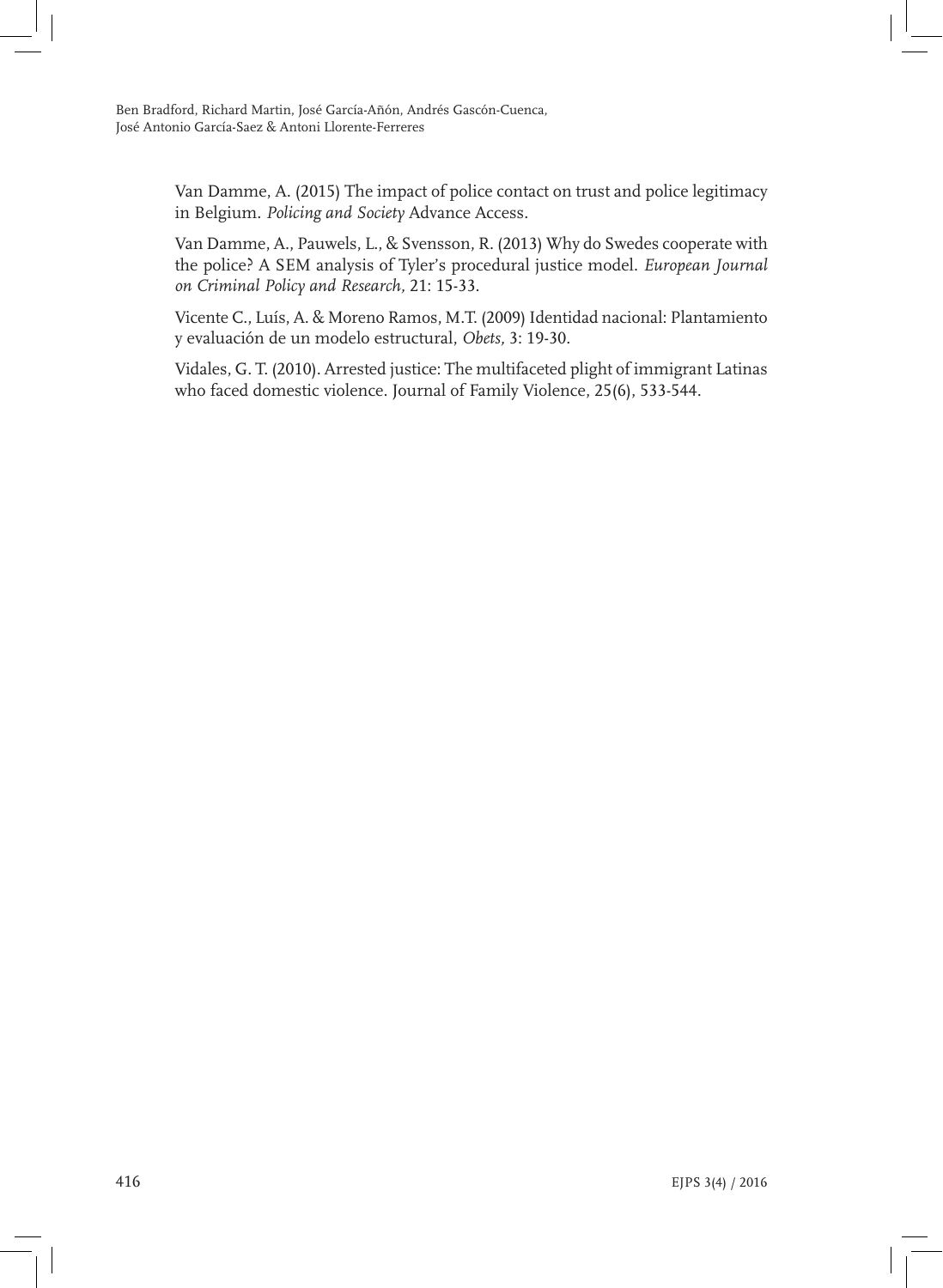Van Damme, A. (2015) The impact of police contact on trust and police legitimacy in Belgium. *Policing and Society* Advance Access.

Van Damme, A., Pauwels, L., & Svensson, R. (2013) Why do Swedes cooperate with the police? A SEM analysis of Tyler's procedural justice model. *European Journal on Criminal Policy and Research,* 21: 15-33.

Vicente C., Luís, A. & Moreno Ramos, M.T. (2009) Identidad nacional: Plantamiento y evaluación de un modelo estructural, *Obets,* 3: 19-30.

Vidales, G. T. (2010). Arrested justice: The multifaceted plight of immigrant Latinas who faced domestic violence. Journal of Family Violence, 25(6), 533-544.